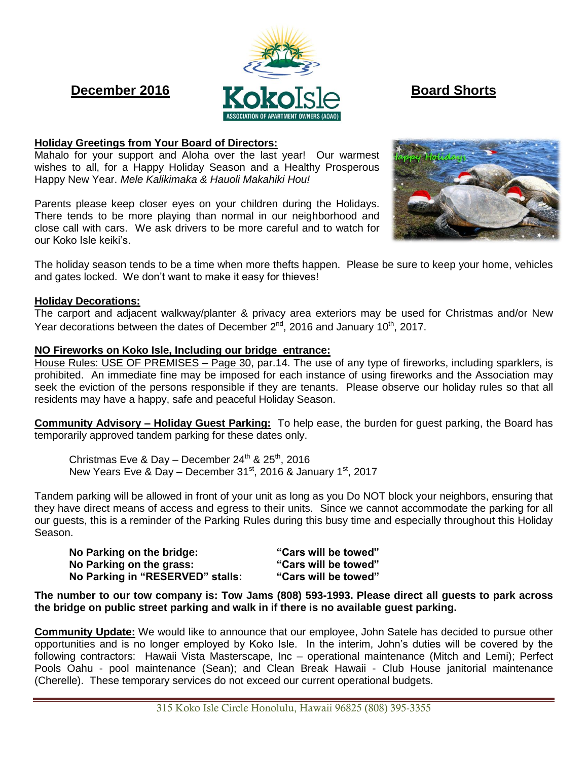**December 2016** **Board Shorts**

**Holiday Greetings from Your Board of Directors:**

Mahalo for your support and Aloha over the last year! Our warmest wishes to all, for a Happy Holiday Season and a Healthy Prosperous Happy New Year. *Mele Kalikimaka & Hauoli Makahiki Hou!*

Parents please keep closer eyes on your children during the Holidays. There tends to be more playing than normal in our neighborhood and close call with cars. We ask drivers to be more careful and to watch for our Koko Isle keiki's.

The holiday season tends to be a time when more thefts happen. Please be sure to keep your home, vehicles and gates locked. We don't want to make it easy for thieves!

**Holiday Decorations:**

The carport and adjacent walkway/planter & privacy area exteriors may be used for Christmas and/or New Year decorations between the dates of December 2nd, 2016 and January 10th, 2017.

**NO Fireworks on Koko Isle, Including our bridge entrance:**

House Rules: USE OF PREMISES – Page 30, par.14. The use of any type of fireworks, including sparklers, is prohibited. An immediate fine may be imposed for each instance of using fireworks and the Association may seek the eviction of the persons responsible if they are tenants. Please observe our holiday rules so that all residents may have a happy, safe and peaceful Holiday Season.

**Community Advisory – Holiday Guest Parking:** To help ease, the burden for guest parking, the Board has temporarily approved tandem parking for these dates only.

Christmas Eve & Day – December 24th & 25th, 2016
New Years Eve & Day – December 31st, 2016 & January 1st, 2017

Tandem parking will be allowed in front of your unit as long as you Do NOT block your neighbors, ensuring that they have direct means of access and egress to their units. Since we cannot accommodate the parking for all our guests, this is a reminder of the Parking Rules during this busy time and especially throughout this Holiday Season.

**No Parking on the bridge:** **"Cars will be towed"**
**No Parking on the grass:** **"Cars will be towed"**
**No Parking in "RESERVED" stalls:** **"Cars will be towed"**

**The number to our tow company is: Tow Jams (808) 593-1993. Please direct all guests to park across the bridge on public street parking and walk in if there is no available guest parking.**

**Community Update:** We would like to announce that our employee, John Satele has decided to pursue other opportunities and is no longer employed by Koko Isle. In the interim, John's duties will be covered by the following contractors: Hawaii Vista Masterscape, Inc – operational maintenance (Mitch and Lemi); Perfect Pools Oahu - pool maintenance (Sean); and Clean Break Hawaii - Club House janitorial maintenance (Cherelle). These temporary services do not exceed our current operational budgets.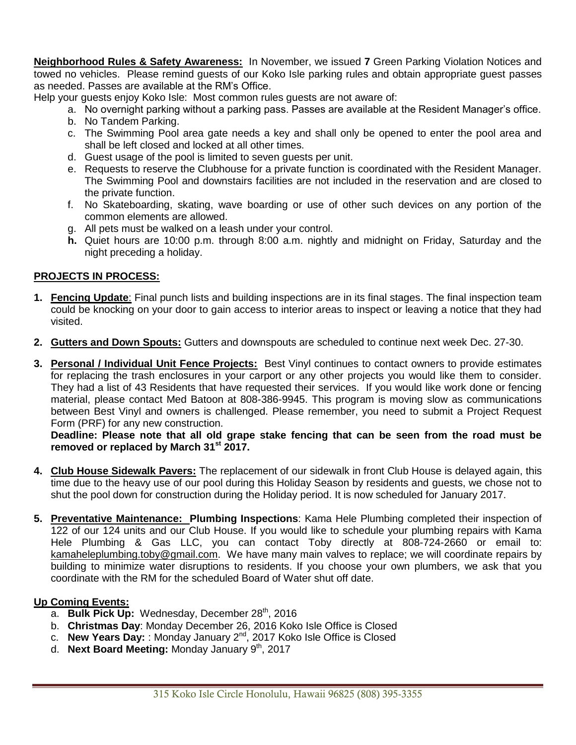**Neighborhood Rules & Safety Awareness:** In November, we issued **7** Green Parking Violation Notices and towed no vehicles. Please remind guests of our Koko Isle parking rules and obtain appropriate guest passes as needed. Passes are available at the RM's Office.

Help your guests enjoy Koko Isle: Most common rules guests are not aware of:

a. No overnight parking without a parking pass. Passes are available at the Resident Manager's office.
b. No Tandem Parking.
c. The Swimming Pool area gate needs a key and shall only be opened to enter the pool area and shall be left closed and locked at all other times.
d. Guest usage of the pool is limited to seven guests per unit.
e. Requests to reserve the Clubhouse for a private function is coordinated with the Resident Manager. The Swimming Pool and downstairs facilities are not included in the reservation and are closed to the private function.
f. No Skateboarding, skating, wave boarding or use of other such devices on any portion of the common elements are allowed.
g. All pets must be walked on a leash under your control.
**h.** Quiet hours are 10:00 p.m. through 8:00 a.m. nightly and midnight on Friday, Saturday and the night preceding a holiday.

**PROJECTS IN PROCESS:**

1. **Fencing Update**: Final punch lists and building inspections are in its final stages. The final inspection team could be knocking on your door to gain access to interior areas to inspect or leaving a notice that they had visited.

2. **Gutters and Down Spouts:** Gutters and downspouts are scheduled to continue next week Dec. 27-30.

3. **Personal / Individual Unit Fence Projects:** Best Vinyl continues to contact owners to provide estimates for replacing the trash enclosures in your carport or any other projects you would like them to consider. They had a list of 43 Residents that have requested their services. If you would like work done or fencing material, please contact Med Batoon at 808-386-9945. This program is moving slow as communications between Best Vinyl and owners is challenged. Please remember, you need to submit a Project Request Form (PRF) for any new construction.
**Deadline: Please note that all old grape stake fencing that can be seen from the road must be removed or replaced by March 31st 2017.**

4. **Club House Sidewalk Pavers:** The replacement of our sidewalk in front Club House is delayed again, this time due to the heavy use of our pool during this Holiday Season by residents and guests, we chose not to shut the pool down for construction during the Holiday period. It is now scheduled for January 2017.

5. **Preventative Maintenance: Plumbing Inspections**: Kama Hele Plumbing completed their inspection of 122 of our 124 units and our Club House. If you would like to schedule your plumbing repairs with Kama Hele Plumbing & Gas LLC, you can contact Toby directly at 808-724-2660 or email to: kamaheleplumbing.toby@gmail.com. We have many main valves to replace; we will coordinate repairs by building to minimize water disruptions to residents. If you choose your own plumbers, we ask that you coordinate with the RM for the scheduled Board of Water shut off date.

**Up Coming Events:**

a. **Bulk Pick Up:** Wednesday, December 28th, 2016
b. **Christmas Day**: Monday December 26, 2016 Koko Isle Office is Closed
c. **New Years Day:** : Monday January 2nd, 2017 Koko Isle Office is Closed
d. **Next Board Meeting:** Monday January 9th, 2017

315 Koko Isle Circle Honolulu, Hawaii 96825 (808) 395-3355